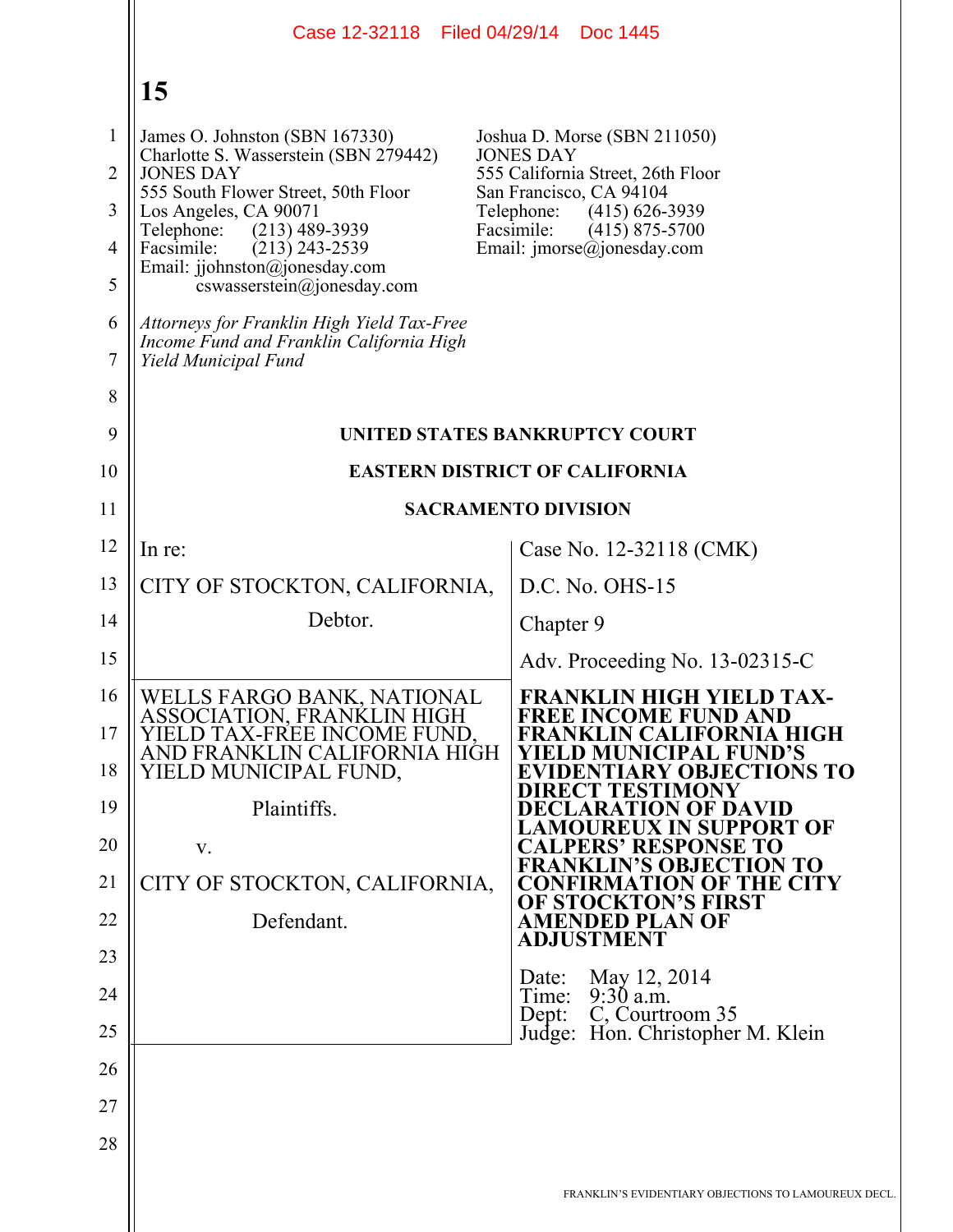Case 12-32118 Filed 04/29/14 Doc 1445

**15**

James O. Johnston (SBN 167330)
Charlotte S. Wasserstein (SBN 279442)
JONES DAY
555 South Flower Street, 50th Floor
Los Angeles, CA 90071
Telephone: (213) 489-3939
Facsimile: (213) 243-2539
Email: jjohnston@jonesday.com
cswasserstein@jonesday.com

Joshua D. Morse (SBN 211050)
JONES DAY
555 California Street, 26th Floor
San Francisco, CA 94104
Telephone: (415) 626-3939
Facsimile: (415) 875-5700
Email: jmorse@jonesday.com

*Attorneys for Franklin High Yield Tax-Free Income Fund and Franklin California High Yield Municipal Fund*

**UNITED STATES BANKRUPTCY COURT**

**EASTERN DISTRICT OF CALIFORNIA**

**SACRAMENTO DIVISION**

In re:

CITY OF STOCKTON, CALIFORNIA,

Debtor.

Case No. 12-32118 (CMK)

D.C. No. OHS-15

Chapter 9

Adv. Proceeding No. 13-02315-C

WELLS FARGO BANK, NATIONAL ASSOCIATION, FRANKLIN HIGH YIELD TAX-FREE INCOME FUND, AND FRANKLIN CALIFORNIA HIGH YIELD MUNICIPAL FUND,

Plaintiffs.

v.

CITY OF STOCKTON, CALIFORNIA,

Defendant.

**FRANKLIN HIGH YIELD TAX-FREE INCOME FUND AND FRANKLIN CALIFORNIA HIGH YIELD MUNICIPAL FUND'S EVIDENTIARY OBJECTIONS TO DIRECT TESTIMONY DECLARATION OF DAVID LAMOUREUX IN SUPPORT OF CALPERS' RESPONSE TO FRANKLIN'S OBJECTION TO CONFIRMATION OF THE CITY OF STOCKTON'S FIRST AMENDED PLAN OF ADJUSTMENT**

Date: May 12, 2014
Time: 9:30 a.m.
Dept: C, Courtroom 35
Judge: Hon. Christopher M. Klein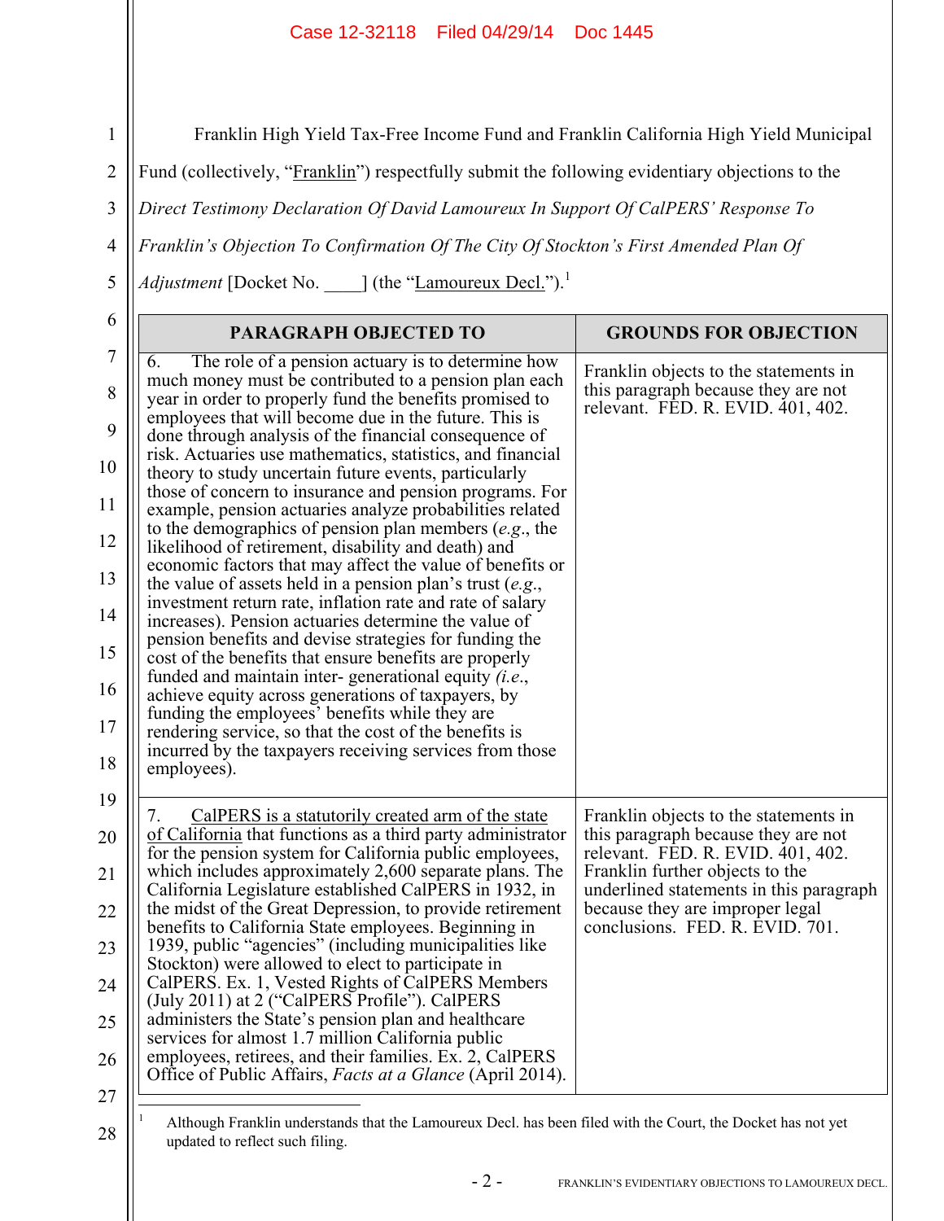Franklin High Yield Tax-Free Income Fund and Franklin California High Yield Municipal Fund (collectively, "Franklin") respectfully submit the following evidentiary objections to the *Direct Testimony Declaration Of David Lamoureux In Support Of CalPERS' Response To Franklin's Objection To Confirmation Of The City Of Stockton's First Amended Plan Of Adjustment* [Docket No. ____] (the "Lamoureux Decl.").[1]

| PARAGRAPH OBJECTED TO | GROUNDS FOR OBJECTION |
|---|---|
| 6. The role of a pension actuary is to determine how much money must be contributed to a pension plan each year in order to properly fund the benefits promised to employees that will become due in the future. This is done through analysis of the financial consequence of risk. Actuaries use mathematics, statistics, and financial theory to study uncertain future events, particularly those of concern to insurance and pension programs. For example, pension actuaries analyze probabilities related to the demographics of pension plan members (*e.g.*, the likelihood of retirement, disability and death) and economic factors that may affect the value of benefits or the value of assets held in a pension plan's trust (*e.g.*, investment return rate, inflation rate and rate of salary increases). Pension actuaries determine the value of pension benefits and devise strategies for funding the cost of the benefits that ensure benefits are properly funded and maintain inter- generational equity (*i.e.*, achieve equity across generations of taxpayers, by funding the employees' benefits while they are rendering service, so that the cost of the benefits is incurred by the taxpayers receiving services from those employees). | Franklin objects to the statements in this paragraph because they are not relevant. FED. R. EVID. 401, 402. |
| 7. <u>CalPERS is a statutorily created arm of the state of California</u> that functions as a third party administrator for the pension system for California public employees, which includes approximately 2,600 separate plans. The California Legislature established CalPERS in 1932, in the midst of the Great Depression, to provide retirement benefits to California State employees. Beginning in 1939, public "agencies" (including municipalities like Stockton) were allowed to elect to participate in CalPERS. Ex. 1, Vested Rights of CalPERS Members (July 2011) at 2 ("CalPERS Profile"). CalPERS administers the State's pension plan and healthcare services for almost 1.7 million California public employees, retirees, and their families. Ex. 2, CalPERS Office of Public Affairs, *Facts at a Glance* (April 2014). | Franklin objects to the statements in this paragraph because they are not relevant. FED. R. EVID. 401, 402. Franklin further objects to the underlined statements in this paragraph because they are improper legal conclusions. FED. R. EVID. 701. |

[1] Although Franklin understands that the Lamoureux Decl. has been filed with the Court, the Docket has not yet updated to reflect such filing.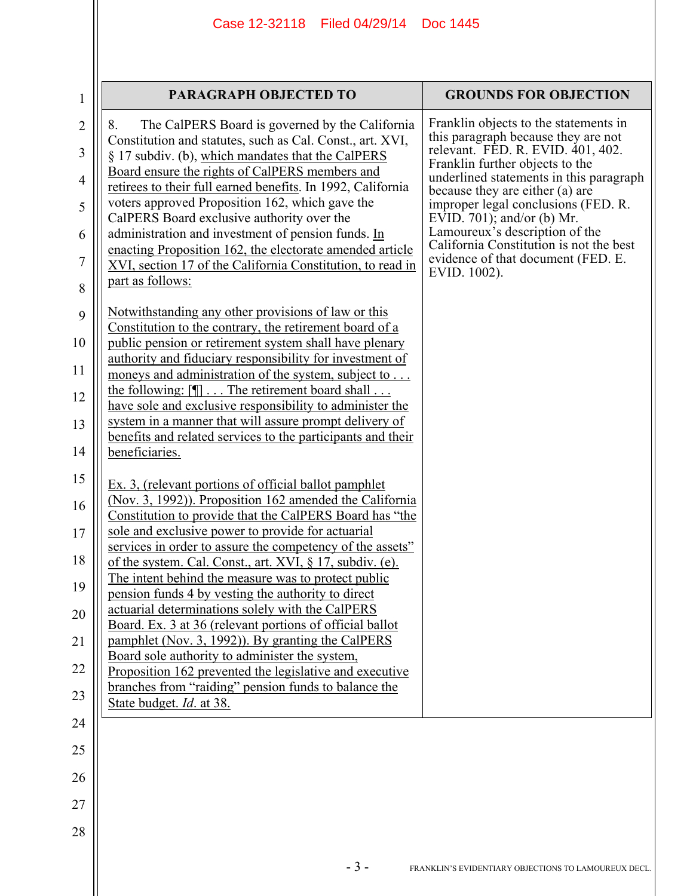| PARAGRAPH OBJECTED TO | GROUNDS FOR OBJECTION |
|---|---|
| 8. The CalPERS Board is governed by the California Constitution and statutes, such as Cal. Const., art. XVI, § 17 subdiv. (b), <u>which mandates that the CalPERS Board ensure the rights of CalPERS members and retirees to their full earned benefits</u>. In 1992, California voters approved Proposition 162, which gave the CalPERS Board exclusive authority over the administration and investment of pension funds. <u>In enacting Proposition 162, the electorate amended article XVI, section 17 of the California Constitution, to read in part as follows:</u><br><br><u>Notwithstanding any other provisions of law or this Constitution to the contrary, the retirement board of a public pension or retirement system shall have plenary authority and fiduciary responsibility for investment of moneys and administration of the system, subject to . . . the following: [¶] . . . The retirement board shall . . . have sole and exclusive responsibility to administer the system in a manner that will assure prompt delivery of benefits and related services to the participants and their beneficiaries.</u><br><br><u>Ex. 3, (relevant portions of official ballot pamphlet (Nov. 3, 1992)). Proposition 162 amended the California Constitution to provide that the CalPERS Board has "the sole and exclusive power to provide for actuarial services in order to assure the competency of the assets" of the system. Cal. Const., art. XVI, § 17, subdiv. (e). The intent behind the measure was to protect public pension funds 4 by vesting the authority to direct actuarial determinations solely with the CalPERS Board. Ex. 3 at 36 (relevant portions of official ballot pamphlet (Nov. 3, 1992)). By granting the CalPERS Board sole authority to administer the system, Proposition 162 prevented the legislative and executive branches from "raiding" pension funds to balance the State budget. *Id*. at 38.</u> | Franklin objects to the statements in this paragraph because they are not relevant. FED. R. EVID. 401, 402. Franklin further objects to the underlined statements in this paragraph because they are either (a) are improper legal conclusions (FED. R. EVID. 701); and/or (b) Mr. Lamoureux's description of the California Constitution is not the best evidence of that document (FED. E. EVID. 1002). |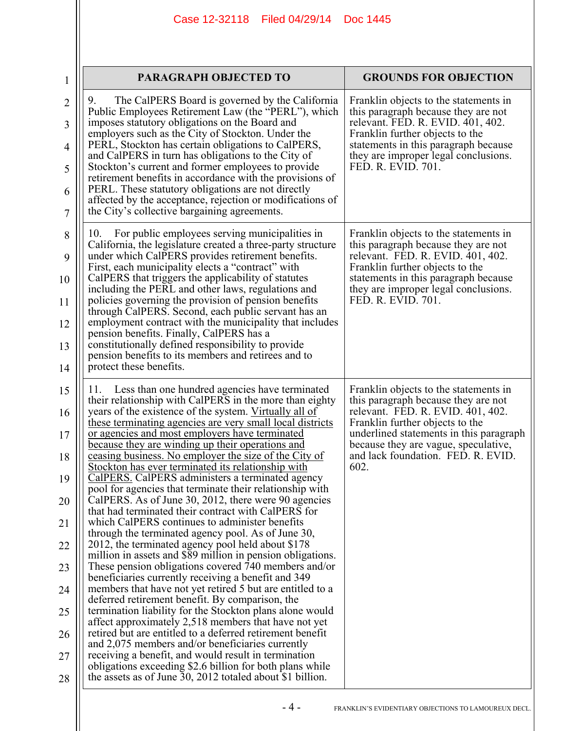| PARAGRAPH OBJECTED TO | GROUNDS FOR OBJECTION |
|---|---|
| 9. The CalPERS Board is governed by the California Public Employees Retirement Law (the "PERL"), which imposes statutory obligations on the Board and employers such as the City of Stockton. Under the PERL, Stockton has certain obligations to CalPERS, and CalPERS in turn has obligations to the City of Stockton's current and former employees to provide retirement benefits in accordance with the provisions of PERL. These statutory obligations are not directly affected by the acceptance, rejection or modifications of the City's collective bargaining agreements. | Franklin objects to the statements in this paragraph because they are not relevant. FED. R. EVID. 401, 402. Franklin further objects to the statements in this paragraph because they are improper legal conclusions. FED. R. EVID. 701. |
| 10. For public employees serving municipalities in California, the legislature created a three-party structure under which CalPERS provides retirement benefits. First, each municipality elects a "contract" with CalPERS that triggers the applicability of statutes including the PERL and other laws, regulations and policies governing the provision of pension benefits through CalPERS. Second, each public servant has an employment contract with the municipality that includes pension benefits. Finally, CalPERS has a constitutionally defined responsibility to provide pension benefits to its members and retirees and to protect these benefits. | Franklin objects to the statements in this paragraph because they are not relevant. FED. R. EVID. 401, 402. Franklin further objects to the statements in this paragraph because they are improper legal conclusions. FED. R. EVID. 701. |
| 11. Less than one hundred agencies have terminated their relationship with CalPERS in the more than eighty years of the existence of the system. <u>Virtually all of these terminating agencies are very small local districts or agencies and most employers have terminated because they are winding up their operations and ceasing business. No employer the size of the City of Stockton has ever terminated its relationship with CalPERS.</u> CalPERS administers a terminated agency pool for agencies that terminate their relationship with CalPERS. As of June 30, 2012, there were 90 agencies that had terminated their contract with CalPERS for which CalPERS continues to administer benefits through the terminated agency pool. As of June 30, 2012, the terminated agency pool held about \$178 million in assets and \$89 million in pension obligations. These pension obligations covered 740 members and/or beneficiaries currently receiving a benefit and 349 members that have not yet retired 5 but are entitled to a deferred retirement benefit. By comparison, the termination liability for the Stockton plans alone would affect approximately 2,518 members that have not yet retired but are entitled to a deferred retirement benefit and 2,075 members and/or beneficiaries currently receiving a benefit, and would result in termination obligations exceeding \$2.6 billion for both plans while the assets as of June 30, 2012 totaled about \$1 billion. | Franklin objects to the statements in this paragraph because they are not relevant. FED. R. EVID. 401, 402. Franklin further objects to the underlined statements in this paragraph because they are vague, speculative, and lack foundation. FED. R. EVID. 602. |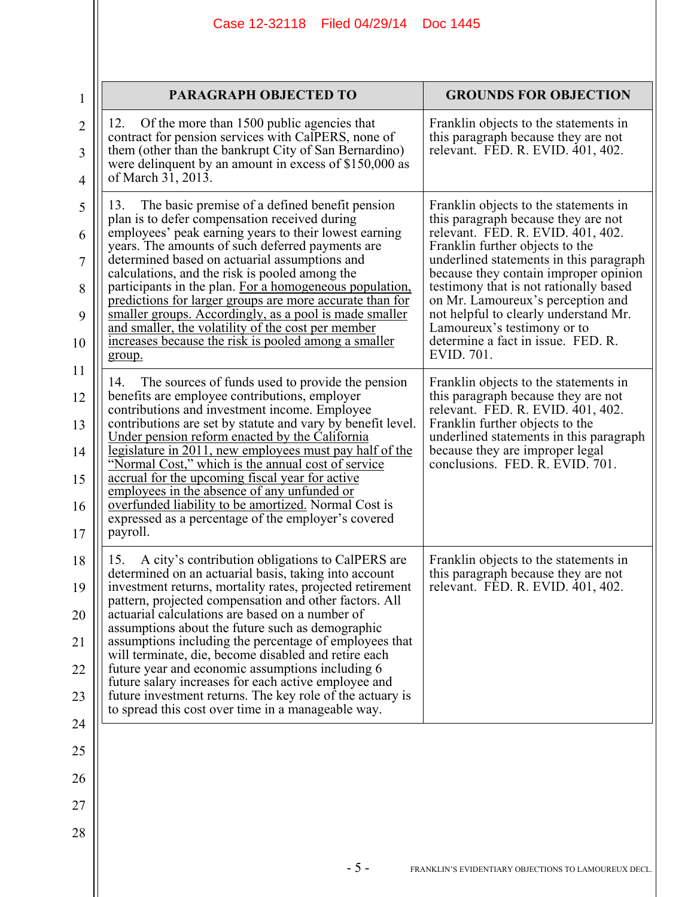| PARAGRAPH OBJECTED TO | GROUNDS FOR OBJECTION |
|---|---|
| 12. Of the more than 1500 public agencies that contract for pension services with CalPERS, none of them (other than the bankrupt City of San Bernardino) were delinquent by an amount in excess of $150,000 as of March 31, 2013. | Franklin objects to the statements in this paragraph because they are not relevant. FED. R. EVID. 401, 402. |
| 13. The basic premise of a defined benefit pension plan is to defer compensation received during employees' peak earning years to their lowest earning years. The amounts of such deferred payments are determined based on actuarial assumptions and calculations, and the risk is pooled among the participants in the plan. <u>For a homogeneous population, predictions for larger groups are more accurate than for smaller groups. Accordingly, as a pool is made smaller and smaller, the volatility of the cost per member increases because the risk is pooled among a smaller group.</u> | Franklin objects to the statements in this paragraph because they are not relevant. FED. R. EVID. 401, 402. Franklin further objects to the underlined statements in this paragraph because they contain improper opinion testimony that is not rationally based on Mr. Lamoureux's perception and not helpful to clearly understand Mr. Lamoureux's testimony or to determine a fact in issue. FED. R. EVID. 701. |
| 14. The sources of funds used to provide the pension benefits are employee contributions, employer contributions and investment income. Employee contributions are set by statute and vary by benefit level. <u>Under pension reform enacted by the California legislature in 2011, new employees must pay half of the "Normal Cost," which is the annual cost of service accrual for the upcoming fiscal year for active employees in the absence of any unfunded or overfunded liability to be amortized.</u> Normal Cost is expressed as a percentage of the employer's covered payroll. | Franklin objects to the statements in this paragraph because they are not relevant. FED. R. EVID. 401, 402. Franklin further objects to the underlined statements in this paragraph because they are improper legal conclusions. FED. R. EVID. 701. |
| 15. A city's contribution obligations to CalPERS are determined on an actuarial basis, taking into account investment returns, mortality rates, projected retirement pattern, projected compensation and other factors. All actuarial calculations are based on a number of assumptions about the future such as demographic assumptions including the percentage of employees that will terminate, die, become disabled and retire each future year and economic assumptions including 6 future salary increases for each active employee and future investment returns. The key role of the actuary is to spread this cost over time in a manageable way. | Franklin objects to the statements in this paragraph because they are not relevant. FED. R. EVID. 401, 402. |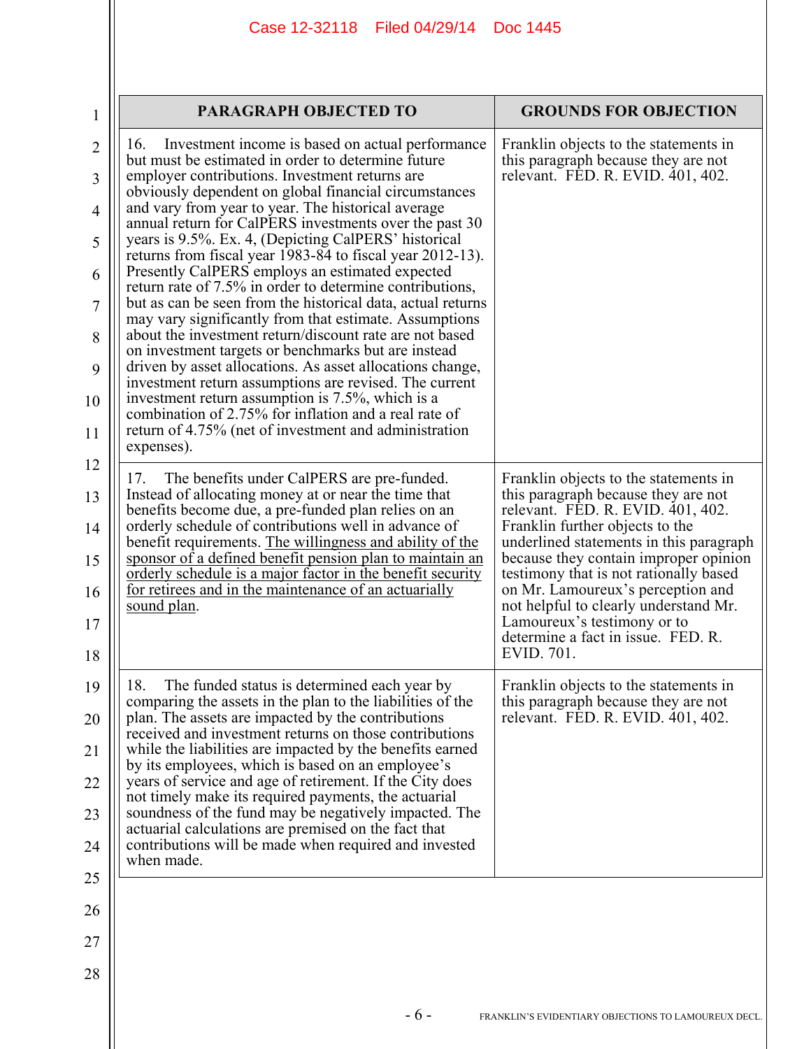| PARAGRAPH OBJECTED TO | GROUNDS FOR OBJECTION |
|---|---|
| 16. Investment income is based on actual performance but must be estimated in order to determine future employer contributions. Investment returns are obviously dependent on global financial circumstances and vary from year to year. The historical average annual return for CalPERS investments over the past 30 years is 9.5%. Ex. 4, (Depicting CalPERS' historical returns from fiscal year 1983-84 to fiscal year 2012-13). Presently CalPERS employs an estimated expected return rate of 7.5% in order to determine contributions, but as can be seen from the historical data, actual returns may vary significantly from that estimate. Assumptions about the investment return/discount rate are not based on investment targets or benchmarks but are instead driven by asset allocations. As asset allocations change, investment return assumptions are revised. The current investment return assumption is 7.5%, which is a combination of 2.75% for inflation and a real rate of return of 4.75% (net of investment and administration expenses). | Franklin objects to the statements in this paragraph because they are not relevant. FED. R. EVID. 401, 402. |
| 17. The benefits under CalPERS are pre-funded. Instead of allocating money at or near the time that benefits become due, a pre-funded plan relies on an orderly schedule of contributions well in advance of benefit requirements. <u>The willingness and ability of the sponsor of a defined benefit pension plan to maintain an orderly schedule is a major factor in the benefit security for retirees and in the maintenance of an actuarially sound plan</u>. | Franklin objects to the statements in this paragraph because they are not relevant. FED. R. EVID. 401, 402. Franklin further objects to the underlined statements in this paragraph because they contain improper opinion testimony that is not rationally based on Mr. Lamoureux's perception and not helpful to clearly understand Mr. Lamoureux's testimony or to determine a fact in issue. FED. R. EVID. 701. |
| 18. The funded status is determined each year by comparing the assets in the plan to the liabilities of the plan. The assets are impacted by the contributions received and investment returns on those contributions while the liabilities are impacted by the benefits earned by its employees, which is based on an employee's years of service and age of retirement. If the City does not timely make its required payments, the actuarial soundness of the fund may be negatively impacted. The actuarial calculations are premised on the fact that contributions will be made when required and invested when made. | Franklin objects to the statements in this paragraph because they are not relevant. FED. R. EVID. 401, 402. |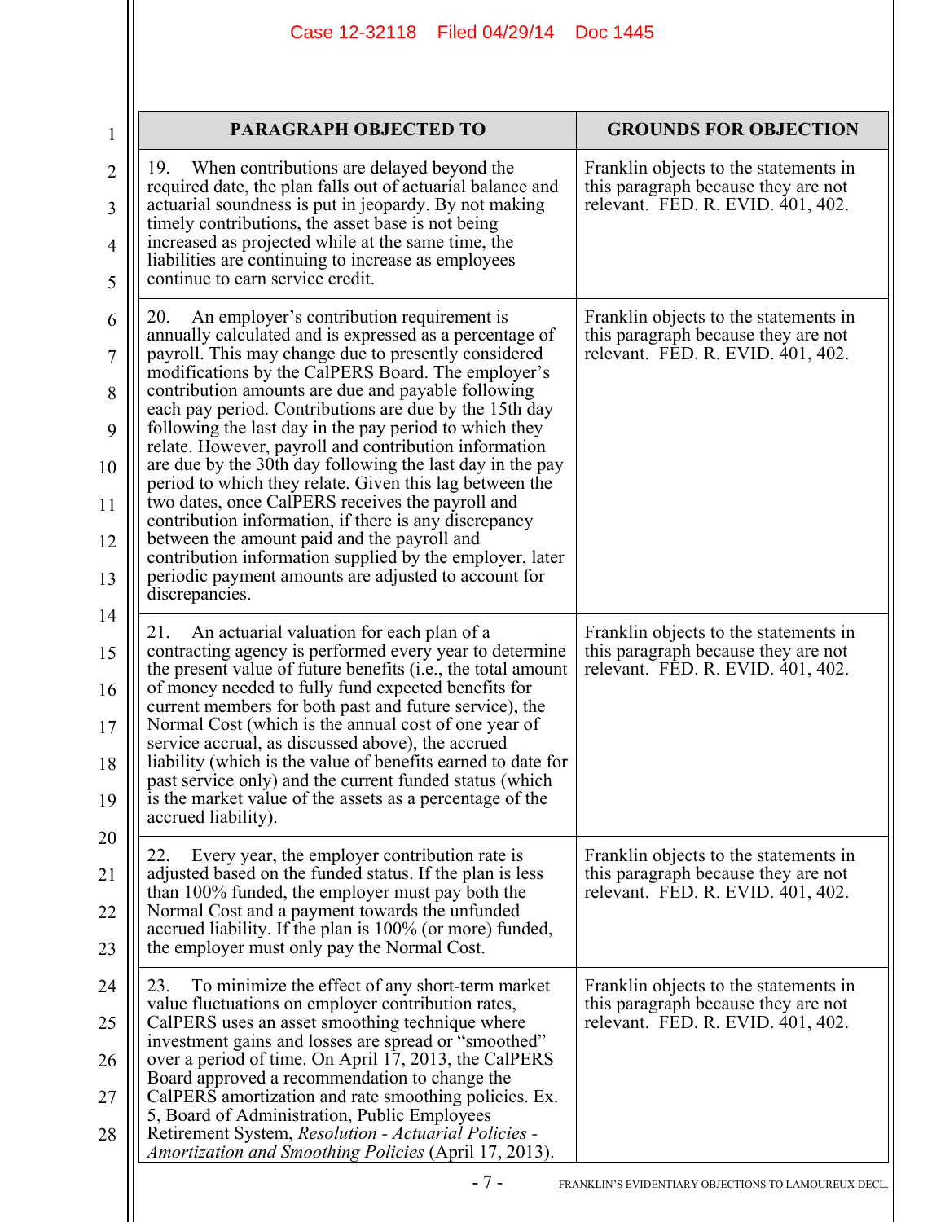| PARAGRAPH OBJECTED TO | GROUNDS FOR OBJECTION |
|---|---|
| 19. When contributions are delayed beyond the required date, the plan falls out of actuarial balance and actuarial soundness is put in jeopardy. By not making timely contributions, the asset base is not being increased as projected while at the same time, the liabilities are continuing to increase as employees continue to earn service credit. | Franklin objects to the statements in this paragraph because they are not relevant. FED. R. EVID. 401, 402. |
| 20. An employer's contribution requirement is annually calculated and is expressed as a percentage of payroll. This may change due to presently considered modifications by the CalPERS Board. The employer's contribution amounts are due and payable following each pay period. Contributions are due by the 15th day following the last day in the pay period to which they relate. However, payroll and contribution information are due by the 30th day following the last day in the pay period to which they relate. Given this lag between the two dates, once CalPERS receives the payroll and contribution information, if there is any discrepancy between the amount paid and the payroll and contribution information supplied by the employer, later periodic payment amounts are adjusted to account for discrepancies. | Franklin objects to the statements in this paragraph because they are not relevant. FED. R. EVID. 401, 402. |
| 21. An actuarial valuation for each plan of a contracting agency is performed every year to determine the present value of future benefits (i.e., the total amount of money needed to fully fund expected benefits for current members for both past and future service), the Normal Cost (which is the annual cost of one year of service accrual, as discussed above), the accrued liability (which is the value of benefits earned to date for past service only) and the current funded status (which is the market value of the assets as a percentage of the accrued liability). | Franklin objects to the statements in this paragraph because they are not relevant. FED. R. EVID. 401, 402. |
| 22. Every year, the employer contribution rate is adjusted based on the funded status. If the plan is less than 100% funded, the employer must pay both the Normal Cost and a payment towards the unfunded accrued liability. If the plan is 100% (or more) funded, the employer must only pay the Normal Cost. | Franklin objects to the statements in this paragraph because they are not relevant. FED. R. EVID. 401, 402. |
| 23. To minimize the effect of any short-term market value fluctuations on employer contribution rates, CalPERS uses an asset smoothing technique where investment gains and losses are spread or "smoothed" over a period of time. On April 17, 2013, the CalPERS Board approved a recommendation to change the CalPERS amortization and rate smoothing policies. Ex. 5, Board of Administration, Public Employees Retirement System, *Resolution - Actuarial Policies - Amortization and Smoothing Policies* (April 17, 2013). | Franklin objects to the statements in this paragraph because they are not relevant. FED. R. EVID. 401, 402. |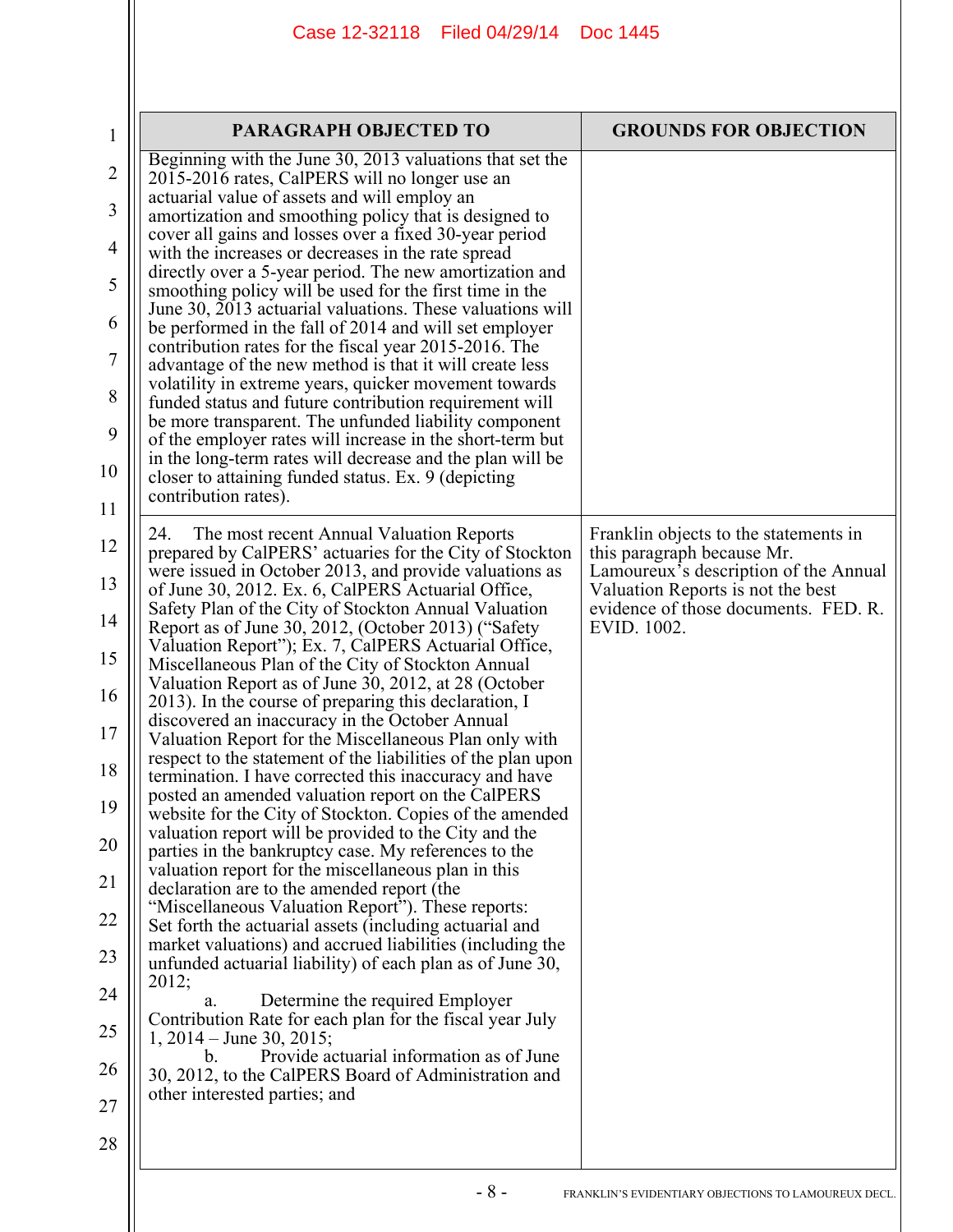| PARAGRAPH OBJECTED TO | GROUNDS FOR OBJECTION |
|---|---|
| Beginning with the June 30, 2013 valuations that set the 2015-2016 rates, CalPERS will no longer use an actuarial value of assets and will employ an amortization and smoothing policy that is designed to cover all gains and losses over a fixed 30-year period with the increases or decreases in the rate spread directly over a 5-year period. The new amortization and smoothing policy will be used for the first time in the June 30, 2013 actuarial valuations. These valuations will be performed in the fall of 2014 and will set employer contribution rates for the fiscal year 2015-2016. The advantage of the new method is that it will create less volatility in extreme years, quicker movement towards funded status and future contribution requirement will be more transparent. The unfunded liability component of the employer rates will increase in the short-term but in the long-term rates will decrease and the plan will be closer to attaining funded status. Ex. 9 (depicting contribution rates). | |
| 24. The most recent Annual Valuation Reports prepared by CalPERS' actuaries for the City of Stockton were issued in October 2013, and provide valuations as of June 30, 2012. Ex. 6, CalPERS Actuarial Office, Safety Plan of the City of Stockton Annual Valuation Report as of June 30, 2012, (October 2013) ("Safety Valuation Report"); Ex. 7, CalPERS Actuarial Office, Miscellaneous Plan of the City of Stockton Annual Valuation Report as of June 30, 2012, at 28 (October 2013). In the course of preparing this declaration, I discovered an inaccuracy in the October Annual Valuation Report for the Miscellaneous Plan only with respect to the statement of the liabilities of the plan upon termination. I have corrected this inaccuracy and have posted an amended valuation report on the CalPERS website for the City of Stockton. Copies of the amended valuation report will be provided to the City and the parties in the bankruptcy case. My references to the valuation report for the miscellaneous plan in this declaration are to the amended report (the "Miscellaneous Valuation Report"). These reports: Set forth the actuarial assets (including actuarial and market valuations) and accrued liabilities (including the unfunded actuarial liability) of each plan as of June 30, 2012;<br>a. Determine the required Employer Contribution Rate for each plan for the fiscal year July 1, 2014 – June 30, 2015;<br>b. Provide actuarial information as of June 30, 2012, to the CalPERS Board of Administration and other interested parties; and | Franklin objects to the statements in this paragraph because Mr. Lamoureux's description of the Annual Valuation Reports is not the best evidence of those documents. FED. R. EVID. 1002. |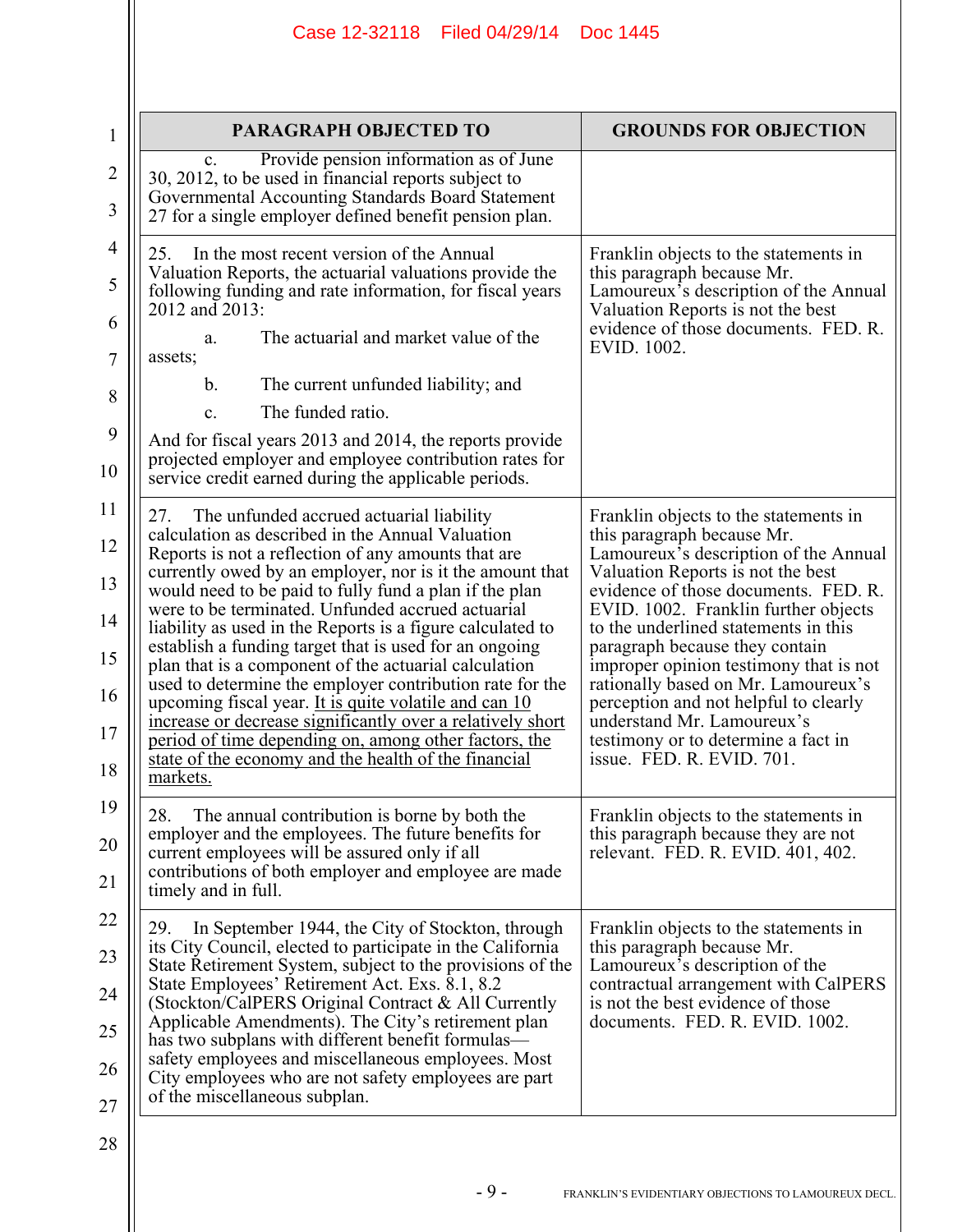| PARAGRAPH OBJECTED TO | GROUNDS FOR OBJECTION |
|---|---|
| c. Provide pension information as of June 30, 2012, to be used in financial reports subject to Governmental Accounting Standards Board Statement 27 for a single employer defined benefit pension plan. | |
| 25. In the most recent version of the Annual Valuation Reports, the actuarial valuations provide the following funding and rate information, for fiscal years 2012 and 2013: a. The actuarial and market value of the assets; b. The current unfunded liability; and c. The funded ratio. And for fiscal years 2013 and 2014, the reports provide projected employer and employee contribution rates for service credit earned during the applicable periods. | Franklin objects to the statements in this paragraph because Mr. Lamoureux's description of the Annual Valuation Reports is not the best evidence of those documents. FED. R. EVID. 1002. |
| 27. The unfunded accrued actuarial liability calculation as described in the Annual Valuation Reports is not a reflection of any amounts that are currently owed by an employer, nor is it the amount that would need to be paid to fully fund a plan if the plan were to be terminated. Unfunded accrued actuarial liability as used in the Reports is a figure calculated to establish a funding target that is used for an ongoing plan that is a component of the actuarial calculation used to determine the employer contribution rate for the upcoming fiscal year. <u>It is quite volatile and can increase or decrease significantly over a relatively short period of time depending on, among other factors, the state of the economy and the health of the financial markets.</u> | Franklin objects to the statements in this paragraph because Mr. Lamoureux's description of the Annual Valuation Reports is not the best evidence of those documents. FED. R. EVID. 1002. Franklin further objects to the underlined statements in this paragraph because they contain improper opinion testimony that is not rationally based on Mr. Lamoureux's perception and not helpful to clearly understand Mr. Lamoureux's testimony or to determine a fact in issue. FED. R. EVID. 701. |
| 28. The annual contribution is borne by both the employer and the employees. The future benefits for current employees will be assured only if all contributions of both employer and employee are made timely and in full. | Franklin objects to the statements in this paragraph because they are not relevant. FED. R. EVID. 401, 402. |
| 29. In September 1944, the City of Stockton, through its City Council, elected to participate in the California State Retirement System, subject to the provisions of the State Employees' Retirement Act. Exs. 8.1, 8.2 (Stockton/CalPERS Original Contract & All Currently Applicable Amendments). The City's retirement plan has two subplans with different benefit formulas—safety employees and miscellaneous employees. Most City employees who are not safety employees are part of the miscellaneous subplan. | Franklin objects to the statements in this paragraph because Mr. Lamoureux's description of the contractual arrangement with CalPERS is not the best evidence of those documents. FED. R. EVID. 1002. |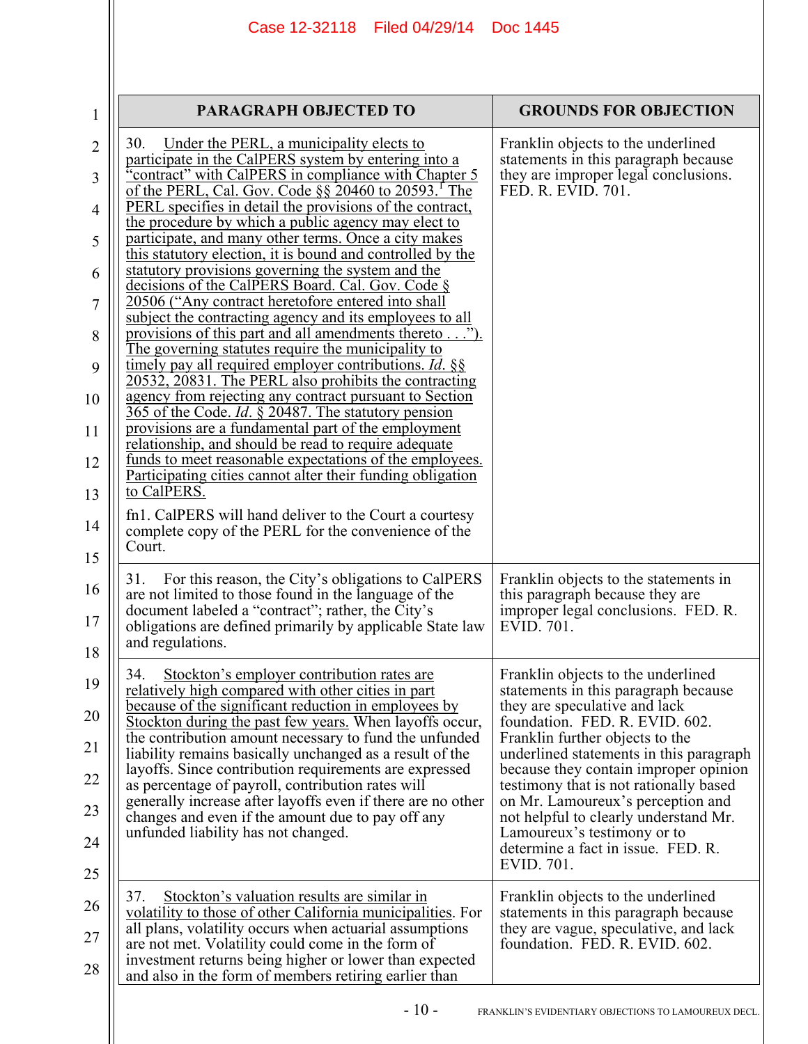| PARAGRAPH OBJECTED TO | GROUNDS FOR OBJECTION |
|---|---|
| 30. Under the PERL, a municipality elects to participate in the CalPERS system by entering into a "contract" with CalPERS in compliance with Chapter 5 of the PERL, Cal. Gov. Code §§ 20460 to 20593.[1] The PERL specifies in detail the provisions of the contract, the procedure by which a public agency may elect to participate, and many other terms. Once a city makes this statutory election, it is bound and controlled by the statutory provisions governing the system and the decisions of the CalPERS Board. Cal. Gov. Code § 20506 ("Any contract heretofore entered into shall subject the contracting agency and its employees to all provisions of this part and all amendments thereto . . ."). The governing statutes require the municipality to timely pay all required employer contributions. *Id.* §§ 20532, 20831. The PERL also prohibits the contracting agency from rejecting any contract pursuant to Section 365 of the Code. *Id.* § 20487. The statutory pension provisions are a fundamental part of the employment relationship, and should be read to require adequate funds to meet reasonable expectations of the employees. Participating cities cannot alter their funding obligation to CalPERS.<br><br>fn1. CalPERS will hand deliver to the Court a courtesy complete copy of the PERL for the convenience of the Court. | Franklin objects to the underlined statements in this paragraph because they are improper legal conclusions. FED. R. EVID. 701. |
| 31. For this reason, the City's obligations to CalPERS are not limited to those found in the language of the document labeled a "contract"; rather, the City's obligations are defined primarily by applicable State law and regulations. | Franklin objects to the statements in this paragraph because they are improper legal conclusions. FED. R. EVID. 701. |
| 34. Stockton's employer contribution rates are relatively high compared with other cities in part because of the significant reduction in employees by Stockton during the past few years. When layoffs occur, the contribution amount necessary to fund the unfunded liability remains basically unchanged as a result of the layoffs. Since contribution requirements are expressed as percentage of payroll, contribution rates will generally increase after layoffs even if there are no other changes and even if the amount due to pay off any unfunded liability has not changed. | Franklin objects to the underlined statements in this paragraph because they are speculative and lack foundation. FED. R. EVID. 602. Franklin further objects to the underlined statements in this paragraph because they contain improper opinion testimony that is not rationally based on Mr. Lamoureux's perception and not helpful to clearly understand Mr. Lamoureux's testimony or to determine a fact in issue. FED. R. EVID. 701. |
| 37. Stockton's valuation results are similar in volatility to those of other California municipalities. For all plans, volatility occurs when actuarial assumptions are not met. Volatility could come in the form of investment returns being higher or lower than expected and also in the form of members retiring earlier than | Franklin objects to the underlined statements in this paragraph because they are vague, speculative, and lack foundation. FED. R. EVID. 602. |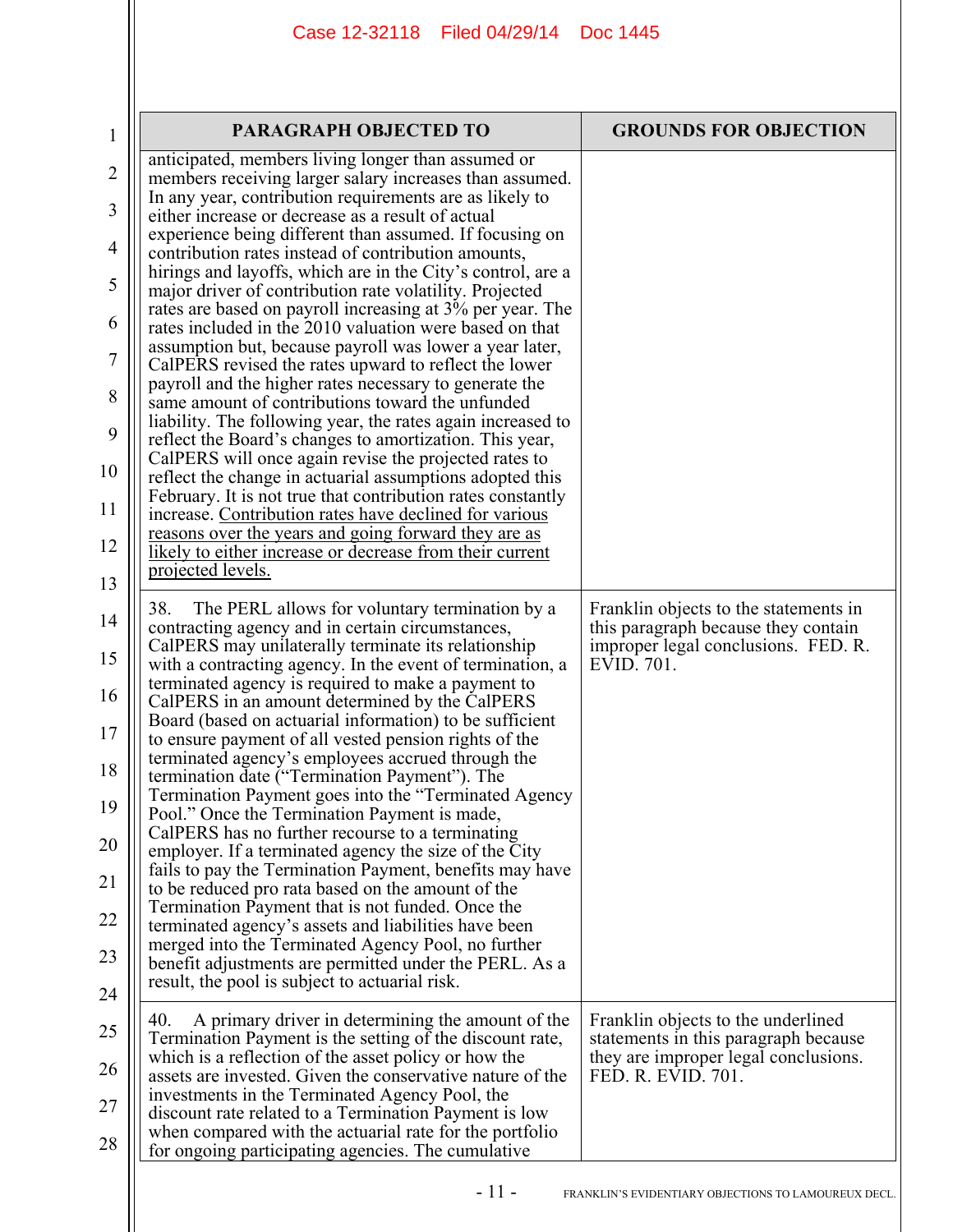| PARAGRAPH OBJECTED TO | GROUNDS FOR OBJECTION |
|---|---|
| anticipated, members living longer than assumed or members receiving larger salary increases than assumed. In any year, contribution requirements are as likely to either increase or decrease as a result of actual experience being different than assumed. If focusing on contribution rates instead of contribution amounts, hirings and layoffs, which are in the City's control, are a major driver of contribution rate volatility. Projected rates are based on payroll increasing at 3% per year. The rates included in the 2010 valuation were based on that assumption but, because payroll was lower a year later, CalPERS revised the rates upward to reflect the lower payroll and the higher rates necessary to generate the same amount of contributions toward the unfunded liability. The following year, the rates again increased to reflect the Board's changes to amortization. This year, CalPERS will once again revise the projected rates to reflect the change in actuarial assumptions adopted this February. It is not true that contribution rates constantly increase. <u>Contribution rates have declined for various reasons over the years and going forward they are as likely to either increase or decrease from their current projected levels.</u> | |
| 38. The PERL allows for voluntary termination by a contracting agency and in certain circumstances, CalPERS may unilaterally terminate its relationship with a contracting agency. In the event of termination, a terminated agency is required to make a payment to CalPERS in an amount determined by the CalPERS Board (based on actuarial information) to be sufficient to ensure payment of all vested pension rights of the terminated agency's employees accrued through the termination date ("Termination Payment"). The Termination Payment goes into the "Terminated Agency Pool." Once the Termination Payment is made, CalPERS has no further recourse to a terminating employer. If a terminated agency the size of the City fails to pay the Termination Payment, benefits may have to be reduced pro rata based on the amount of the Termination Payment that is not funded. Once the terminated agency's assets and liabilities have been merged into the Terminated Agency Pool, no further benefit adjustments are permitted under the PERL. As a result, the pool is subject to actuarial risk. | Franklin objects to the statements in this paragraph because they contain improper legal conclusions. FED. R. EVID. 701. |
| 40. A primary driver in determining the amount of the Termination Payment is the setting of the discount rate, which is a reflection of the asset policy or how the assets are invested. Given the conservative nature of the investments in the Terminated Agency Pool, the discount rate related to a Termination Payment is low when compared with the actuarial rate for the portfolio for ongoing participating agencies. The cumulative | Franklin objects to the underlined statements in this paragraph because they are improper legal conclusions. FED. R. EVID. 701. |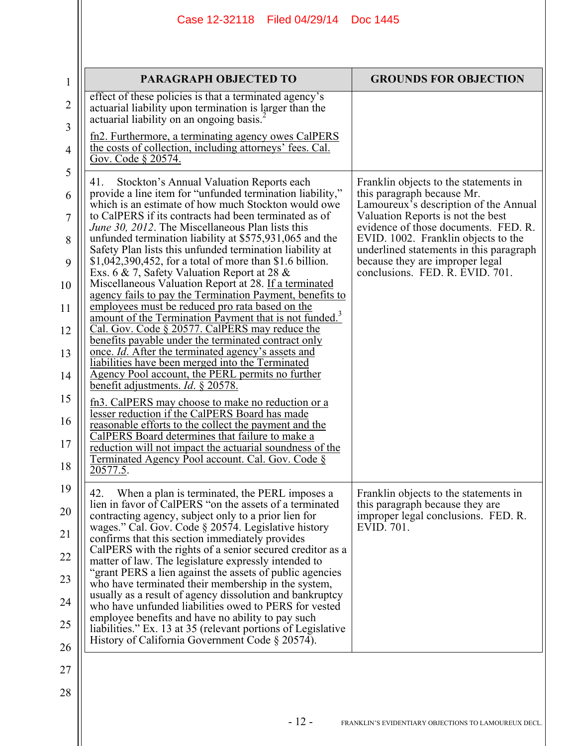| PARAGRAPH OBJECTED TO | GROUNDS FOR OBJECTION |
| --- | --- |
| effect of these policies is that a terminated agency's actuarial liability upon termination is larger than the actuarial liability on an ongoing basis.[2]<br><br><u>fn2. Furthermore, a terminating agency owes CalPERS the costs of collection, including attorneys' fees. Cal. Gov. Code § 20574.</u> | |
| 41. Stockton's Annual Valuation Reports each provide a line item for "unfunded termination liability," which is an estimate of how much Stockton would owe to CalPERS if its contracts had been terminated as of *June 30, 2012*. The Miscellaneous Plan lists this unfunded termination liability at $575,931,065 and the Safety Plan lists this unfunded termination liability at $1,042,390,452, for a total of more than $1.6 billion. Exs. 6 & 7, Safety Valuation Report at 28 & Miscellaneous Valuation Report at 28. <u>If a terminated agency fails to pay the Termination Payment, benefits to employees must be reduced pro rata based on the amount of the Termination Payment that is not funded.[3] Cal. Gov. Code § 20577. CalPERS may reduce the benefits payable under the terminated contract only once. *Id*. After the terminated agency's assets and liabilities have been merged into the Terminated Agency Pool account, the PERL permits no further benefit adjustments. *Id*. § 20578.</u><br><br><u>fn3. CalPERS may choose to make no reduction or a lesser reduction if the CalPERS Board has made reasonable efforts to the collect the payment and the CalPERS Board determines that failure to make a reduction will not impact the actuarial soundness of the Terminated Agency Pool account. Cal. Gov. Code § 20577.5</u>. | Franklin objects to the statements in this paragraph because Mr. Lamoureux's description of the Annual Valuation Reports is not the best evidence of those documents. FED. R. EVID. 1002. Franklin objects to the underlined statements in this paragraph because they are improper legal conclusions. FED. R. EVID. 701. |
| 42. When a plan is terminated, the PERL imposes a lien in favor of CalPERS "on the assets of a terminated contracting agency, subject only to a prior lien for wages." Cal. Gov. Code § 20574. Legislative history confirms that this section immediately provides CalPERS with the rights of a senior secured creditor as a matter of law. The legislature expressly intended to "grant PERS a lien against the assets of public agencies who have terminated their membership in the system, usually as a result of agency dissolution and bankruptcy who have unfunded liabilities owed to PERS for vested employee benefits and have no ability to pay such liabilities." Ex. 13 at 35 (relevant portions of Legislative History of California Government Code § 20574). | Franklin objects to the statements in this paragraph because they are improper legal conclusions. FED. R. EVID. 701. |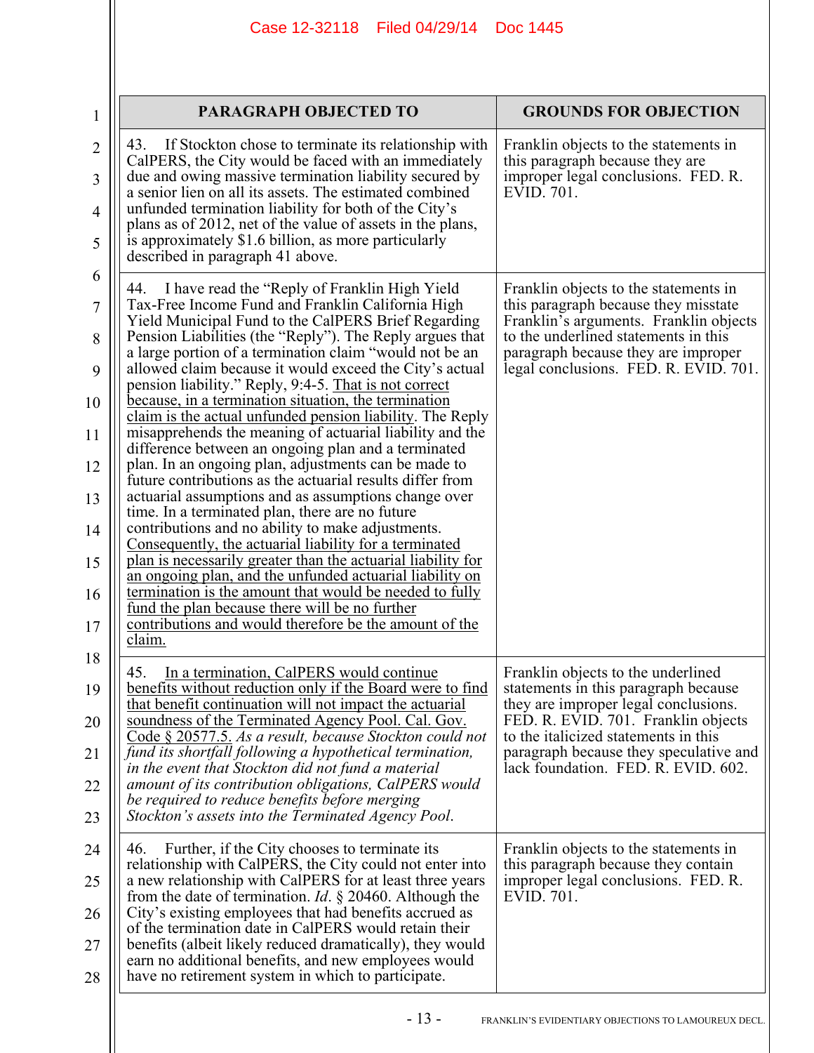| PARAGRAPH OBJECTED TO | GROUNDS FOR OBJECTION |
|---|---|
| 43. If Stockton chose to terminate its relationship with CalPERS, the City would be faced with an immediately due and owing massive termination liability secured by a senior lien on all its assets. The estimated combined unfunded termination liability for both of the City's plans as of 2012, net of the value of assets in the plans, is approximately $1.6 billion, as more particularly described in paragraph 41 above. | Franklin objects to the statements in this paragraph because they are improper legal conclusions. FED. R. EVID. 701. |
| 44. I have read the "Reply of Franklin High Yield Tax-Free Income Fund and Franklin California High Yield Municipal Fund to the CalPERS Brief Regarding Pension Liabilities (the "Reply"). The Reply argues that a large portion of a termination claim "would not be an allowed claim because it would exceed the City's actual pension liability." Reply, 9:4-5. <u>That is not correct because, in a termination situation, the termination claim is the actual unfunded pension liability</u>. The Reply misapprehends the meaning of actuarial liability and the difference between an ongoing plan and a terminated plan. In an ongoing plan, adjustments can be made to future contributions as the actuarial results differ from actuarial assumptions and as assumptions change over time. In a terminated plan, there are no future contributions and no ability to make adjustments. <u>Consequently, the actuarial liability for a terminated plan is necessarily greater than the actuarial liability for an ongoing plan, and the unfunded actuarial liability on termination is the amount that would be needed to fully fund the plan because there will be no further contributions and would therefore be the amount of the claim.</u> | Franklin objects to the statements in this paragraph because they misstate Franklin's arguments. Franklin objects to the underlined statements in this paragraph because they are improper legal conclusions. FED. R. EVID. 701. |
| 45. <u>In a termination, CalPERS would continue benefits without reduction only if the Board were to find that benefit continuation will not impact the actuarial soundness of the Terminated Agency Pool. Cal. Gov. Code § 20577.5.</u> *As a result, because Stockton could not fund its shortfall following a hypothetical termination, in the event that Stockton did not fund a material amount of its contribution obligations, CalPERS would be required to reduce benefits before merging Stockton's assets into the Terminated Agency Pool.* | Franklin objects to the underlined statements in this paragraph because they are improper legal conclusions. FED. R. EVID. 701. Franklin objects to the italicized statements in this paragraph because they speculative and lack foundation. FED. R. EVID. 602. |
| 46. Further, if the City chooses to terminate its relationship with CalPERS, the City could not enter into a new relationship with CalPERS for at least three years from the date of termination. *Id*. § 20460. Although the City's existing employees that had benefits accrued as of the termination date in CalPERS would retain their benefits (albeit likely reduced dramatically), they would earn no additional benefits, and new employees would have no retirement system in which to participate. | Franklin objects to the statements in this paragraph because they contain improper legal conclusions. FED. R. EVID. 701. |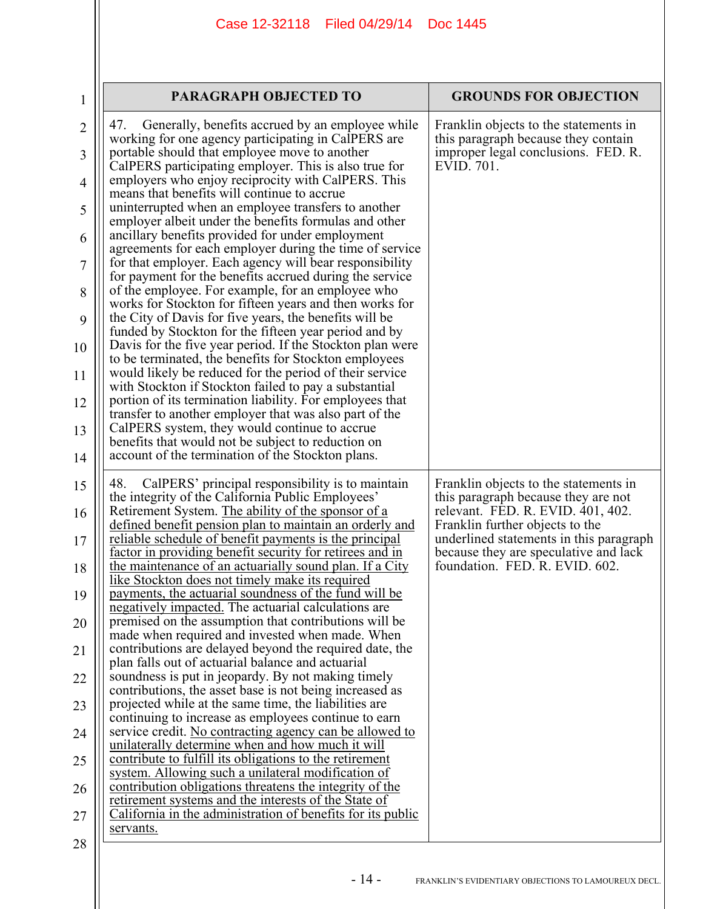| PARAGRAPH OBJECTED TO | GROUNDS FOR OBJECTION |
|---|---|
| 47. Generally, benefits accrued by an employee while working for one agency participating in CalPERS are portable should that employee move to another CalPERS participating employer. This is also true for employers who enjoy reciprocity with CalPERS. This means that benefits will continue to accrue uninterrupted when an employee transfers to another employer albeit under the benefits formulas and other ancillary benefits provided for under employment agreements for each employer during the time of service for that employer. Each agency will bear responsibility for payment for the benefits accrued during the service of the employee. For example, for an employee who works for Stockton for fifteen years and then works for the City of Davis for five years, the benefits will be funded by Stockton for the fifteen year period and by Davis for the five year period. If the Stockton plan were to be terminated, the benefits for Stockton employees would likely be reduced for the period of their service with Stockton if Stockton failed to pay a substantial portion of its termination liability. For employees that transfer to another employer that was also part of the CalPERS system, they would continue to accrue benefits that would not be subject to reduction on account of the termination of the Stockton plans. | Franklin objects to the statements in this paragraph because they contain improper legal conclusions. FED. R. EVID. 701. |
| 48. CalPERS' principal responsibility is to maintain the integrity of the California Public Employees' Retirement System. <u>The ability of the sponsor of a defined benefit pension plan to maintain an orderly and reliable schedule of benefit payments is the principal factor in providing benefit security for retirees and in the maintenance of an actuarially sound plan. If a City like Stockton does not timely make its required payments, the actuarial soundness of the fund will be negatively impacted.</u> The actuarial calculations are premised on the assumption that contributions will be made when required and invested when made. When contributions are delayed beyond the required date, the plan falls out of actuarial balance and actuarial soundness is put in jeopardy. By not making timely contributions, the asset base is not being increased as projected while at the same time, the liabilities are continuing to increase as employees continue to earn service credit. <u>No contracting agency can be allowed to unilaterally determine when and how much it will contribute to fulfill its obligations to the retirement system. Allowing such a unilateral modification of contribution obligations threatens the integrity of the retirement systems and the interests of the State of California in the administration of benefits for its public servants.</u> | Franklin objects to the statements in this paragraph because they are not relevant. FED. R. EVID. 401, 402. Franklin further objects to the underlined statements in this paragraph because they are speculative and lack foundation. FED. R. EVID. 602. |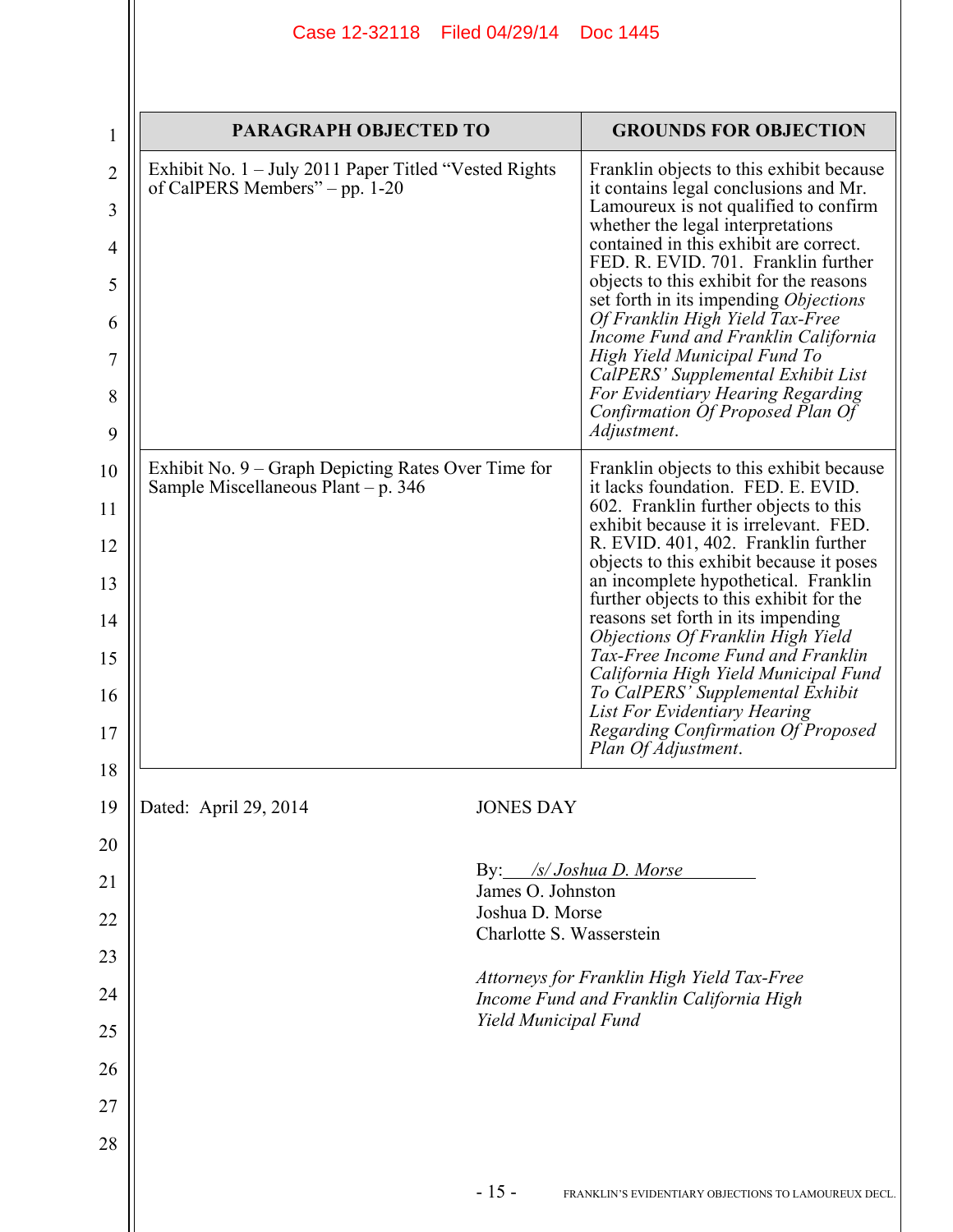| PARAGRAPH OBJECTED TO | GROUNDS FOR OBJECTION |
|---|---|
| Exhibit No. 1 – July 2011 Paper Titled "Vested Rights of CalPERS Members" – pp. 1-20 | Franklin objects to this exhibit because it contains legal conclusions and Mr. Lamoureux is not qualified to confirm whether the legal interpretations contained in this exhibit are correct. FED. R. EVID. 701. Franklin further objects to this exhibit for the reasons set forth in its impending *Objections Of Franklin High Yield Tax-Free Income Fund and Franklin California High Yield Municipal Fund To CalPERS' Supplemental Exhibit List For Evidentiary Hearing Regarding Confirmation Of Proposed Plan Of Adjustment*. |
| Exhibit No. 9 – Graph Depicting Rates Over Time for Sample Miscellaneous Plant – p. 346 | Franklin objects to this exhibit because it lacks foundation. FED. E. EVID. 602. Franklin further objects to this exhibit because it is irrelevant. FED. R. EVID. 401, 402. Franklin further objects to this exhibit because it poses an incomplete hypothetical. Franklin further objects to this exhibit for the reasons set forth in its impending *Objections Of Franklin High Yield Tax-Free Income Fund and Franklin California High Yield Municipal Fund To CalPERS' Supplemental Exhibit List For Evidentiary Hearing Regarding Confirmation Of Proposed Plan Of Adjustment*. |

Dated: April 29, 2014

JONES DAY

By: */s/ Joshua D. Morse*
James O. Johnston
Joshua D. Morse
Charlotte S. Wasserstein

*Attorneys for Franklin High Yield Tax-Free Income Fund and Franklin California High Yield Municipal Fund*